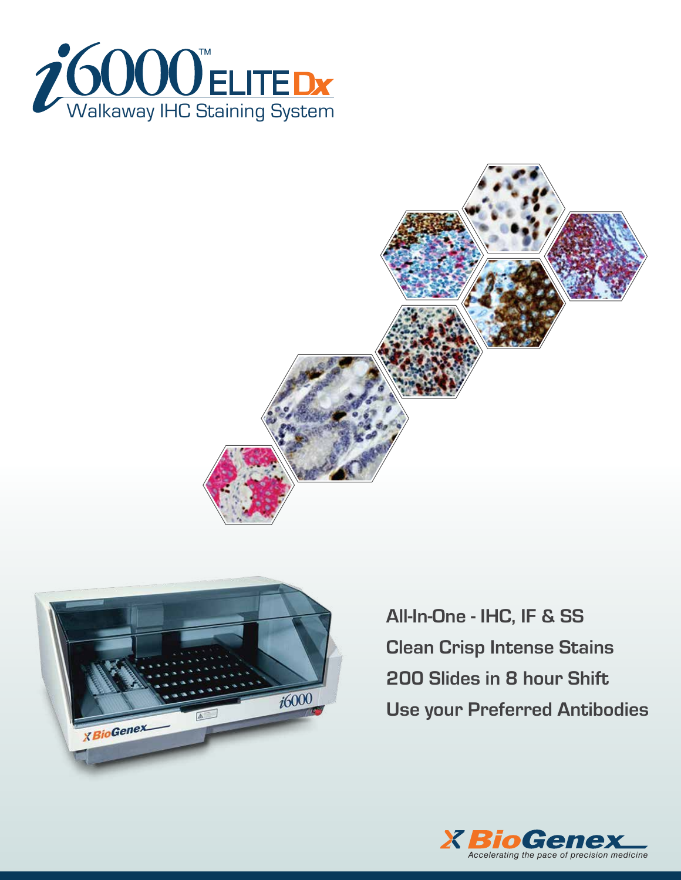# i6000™ ELITE Dx

## Walkaway IHC Staining System

**All-In-One - IHC, IF & SS**

**Clean Crisp Intense Stains**

**200 Slides in 8 hour Shift**

**Use your Preferred Antibodies**

BioGenex

*Accelerating the pace of precision medicine*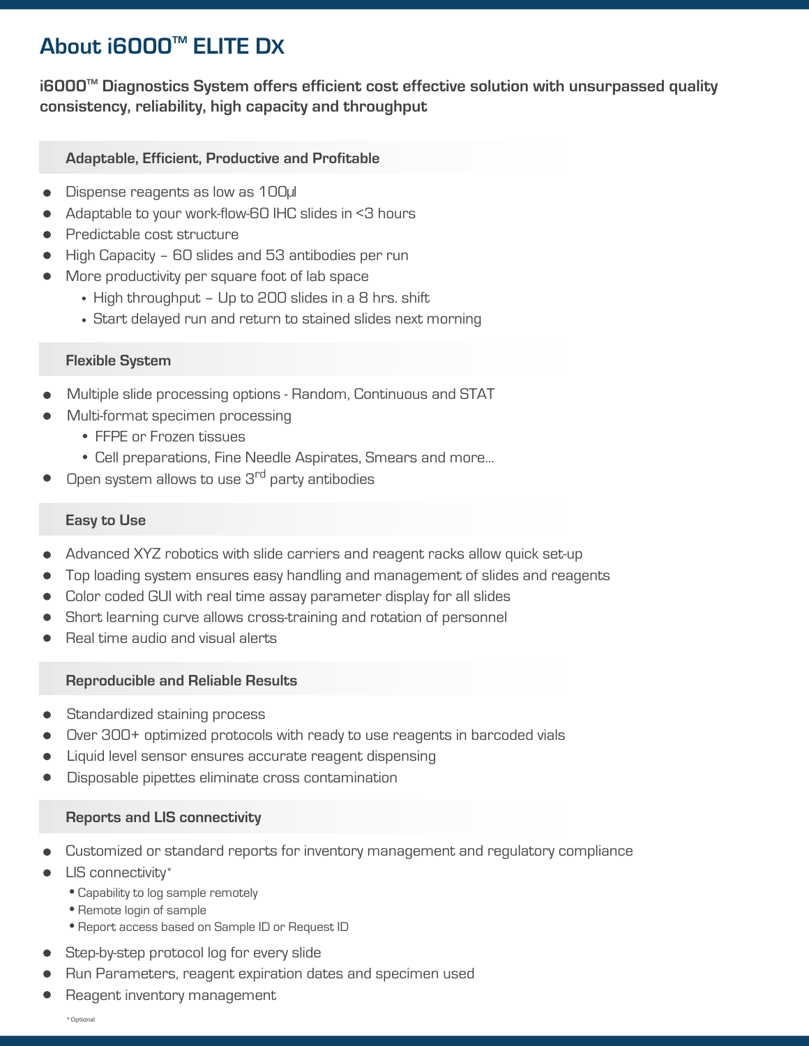# About i6000™ ELITE DX

**i6000™ Diagnostics System offers efficient cost effective solution with unsurpassed quality consistency, reliability, high capacity and throughput**

### Adaptable, Efficient, Productive and Profitable

- Dispense reagents as low as 100µl
- Adaptable to your work-flow-60 IHC slides in <3 hours
- Predictable cost structure
- High Capacity – 60 slides and 53 antibodies per run
- More productivity per square foot of lab space
  - High throughput – Up to 200 slides in a 8 hrs. shift
  - Start delayed run and return to stained slides next morning

### Flexible System

- Multiple slide processing options - Random, Continuous and STAT
- Multi-format specimen processing
  - FFPE or Frozen tissues
  - Cell preparations, Fine Needle Aspirates, Smears and more...
- Open system allows to use 3rd party antibodies

### Easy to Use

- Advanced XYZ robotics with slide carriers and reagent racks allow quick set-up
- Top loading system ensures easy handling and management of slides and reagents
- Color coded GUI with real time assay parameter display for all slides
- Short learning curve allows cross-training and rotation of personnel
- Real time audio and visual alerts

### Reproducible and Reliable Results

- Standardized staining process
- Over 300+ optimized protocols with ready to use reagents in barcoded vials
- Liquid level sensor ensures accurate reagent dispensing
- Disposable pipettes eliminate cross contamination

### Reports and LIS connectivity

- Customized or standard reports for inventory management and regulatory compliance
- LIS connectivity*
  - Capability to log sample remotely
  - Remote login of sample
  - Report access based on Sample ID or Request ID
- Step-by-step protocol log for every slide
- Run Parameters, reagent expiration dates and specimen used
- Reagent inventory management

* Optional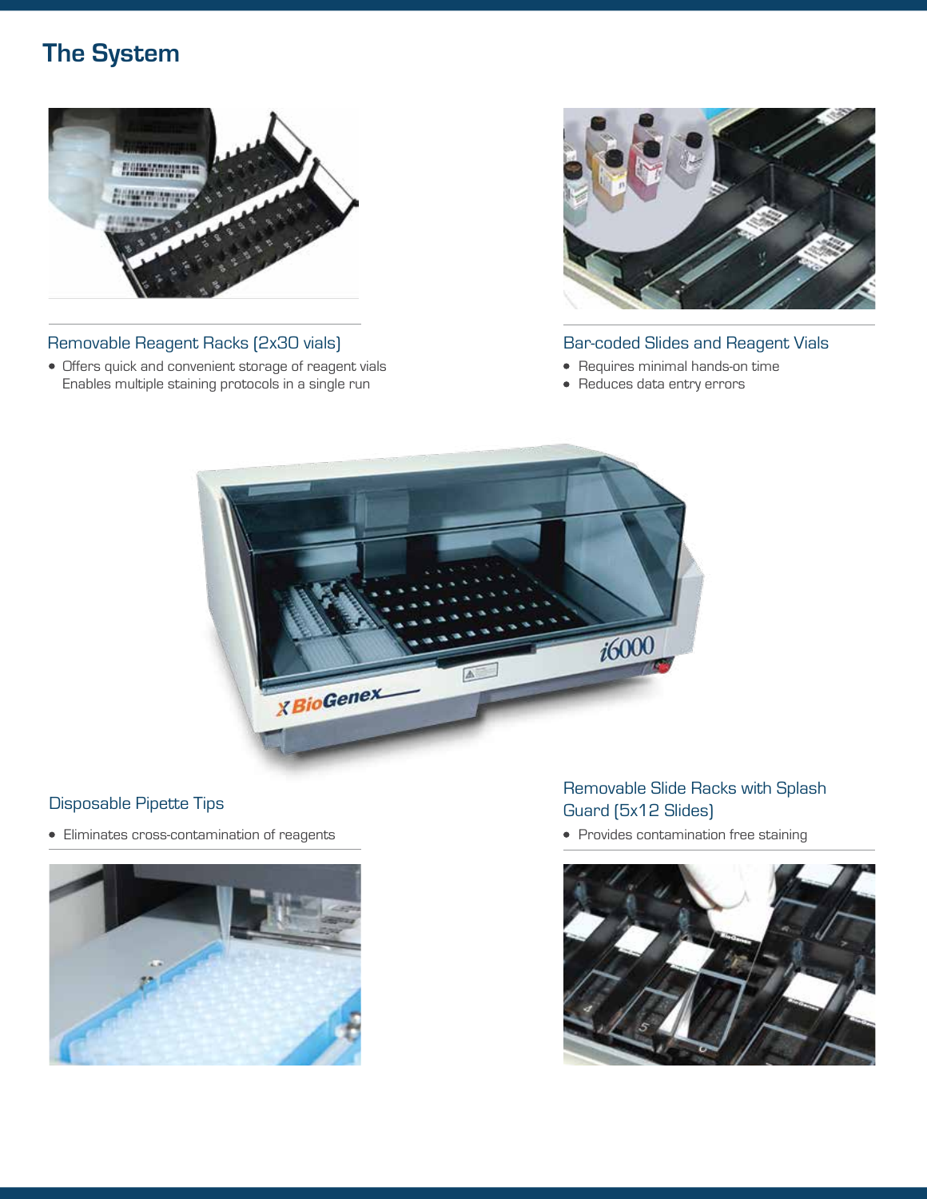# The System

### Removable Reagent Racks (2x30 vials)

- Offers quick and convenient storage of reagent vials Enables multiple staining protocols in a single run

### Bar-coded Slides and Reagent Vials

- Requires minimal hands-on time
- Reduces data entry errors

### Disposable Pipette Tips

- Eliminates cross-contamination of reagents

### Removable Slide Racks with Splash Guard (5x12 Slides)

- Provides contamination free staining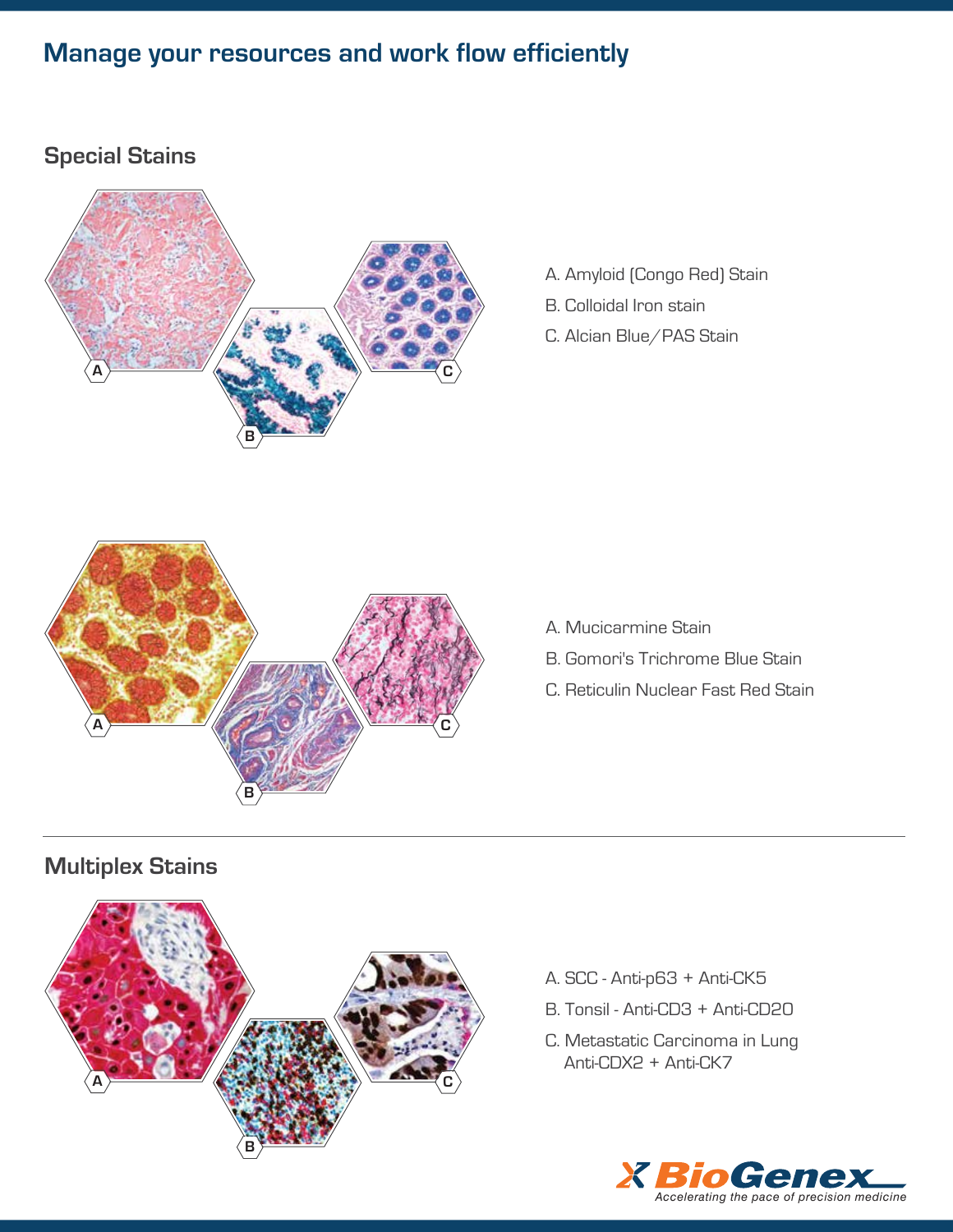# Manage your resources and work flow efficiently

## Special Stains

A. Amyloid (Congo Red) Stain
B. Colloidal Iron stain
C. Alcian Blue/PAS Stain

A. Mucicarmine Stain
B. Gomori's Trichrome Blue Stain
C. Reticulin Nuclear Fast Red Stain

## Multiplex Stains

A. SCC - Anti-p63 + Anti-CK5
B. Tonsil - Anti-CD3 + Anti-CD20
C. Metastatic Carcinoma in Lung
Anti-CDX2 + Anti-CK7

BioGenex
*Accelerating the pace of precision medicine*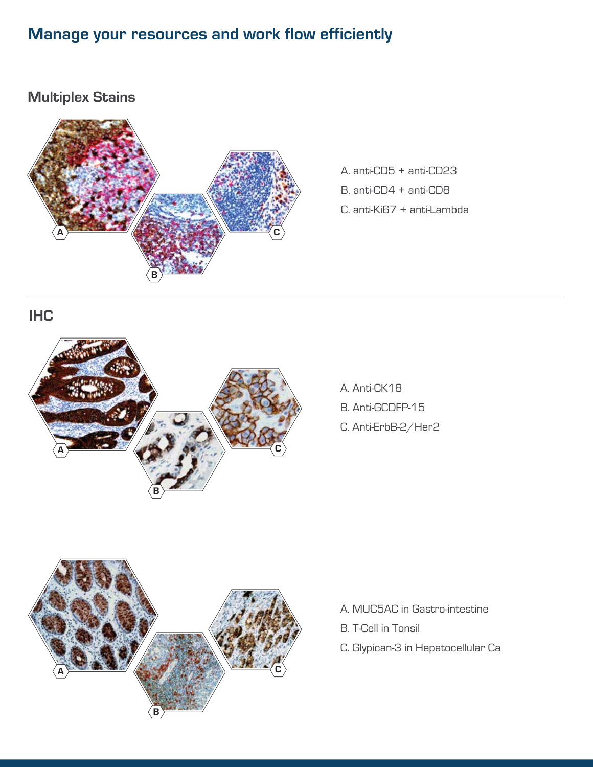# Manage your resources and work flow efficiently

## Multiplex Stains

A. anti-CD5 + anti-CD23

B. anti-CD4 + anti-CD8

C. anti-Ki67 + anti-Lambda

## IHC

A. Anti-CK18

B. Anti-GCDFP-15

C. Anti-ErbB-2/Her2

A. MUC5AC in Gastro-intestine

B. T-Cell in Tonsil

C. Glypican-3 in Hepatocellular Ca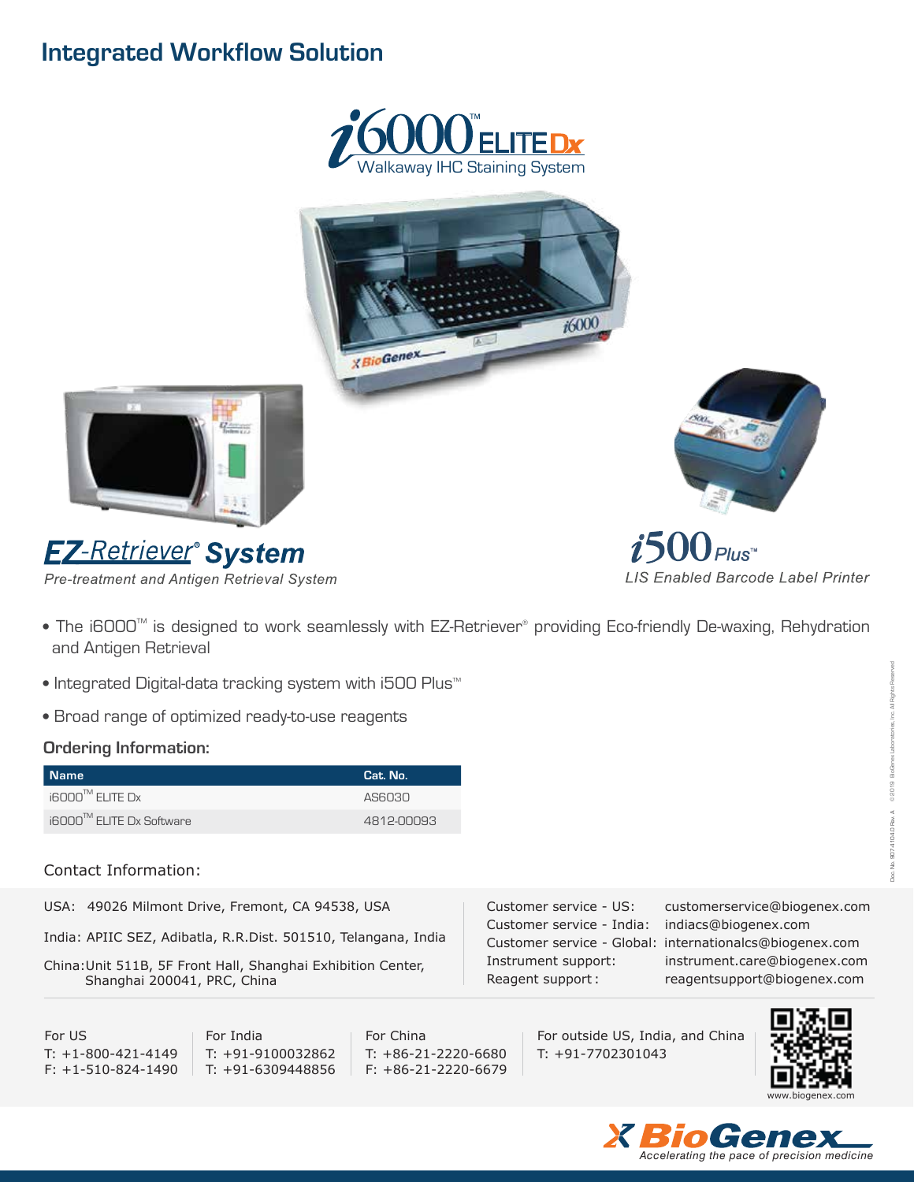## Integrated Workflow Solution

**i6000™ ELITE Dx**
Walkaway IHC Staining System

**EZ-Retriever® System**
*Pre-treatment and Antigen Retrieval System*

**i500 Plus™**
*LIS Enabled Barcode Label Printer*

- The i6000™ is designed to work seamlessly with EZ-Retriever® providing Eco-friendly De-waxing, Rehydration and Antigen Retrieval
- Integrated Digital-data tracking system with i500 Plus™
- Broad range of optimized ready-to-use reagents

### Ordering Information:

| Name | Cat. No. |
|---|---|
| i6000™ ELITE Dx | AS6030 |
| i6000™ ELITE Dx Software | 4812-00093 |

### Contact Information:

USA: 49026 Milmont Drive, Fremont, CA 94538, USA

India: APIIC SEZ, Adibatla, R.R.Dist. 501510, Telangana, India

China: Unit 511B, 5F Front Hall, Shanghai Exhibition Center, Shanghai 200041, PRC, China

Customer service - US: customerservice@biogenex.com
Customer service - India: indiacs@biogenex.com
Customer service - Global: internationalcs@biogenex.com
Instrument support: instrument.care@biogenex.com
Reagent support: reagentsupport@biogenex.com

For US
T: +1-800-421-4149
F: +1-510-824-1490

For India
T: +91-9100032862
T: +91-6309448856

For China
T: +86-21-2220-6680
F: +86-21-2220-6679

For outside US, India, and China
T: +91-7702301043

www.biogenex.com

**BioGenex**
*Accelerating the pace of precision medicine*

Doc. No. 907-4104D Rev. A ©2019 BioGenex Laboratories, Inc. All Rights Reserved